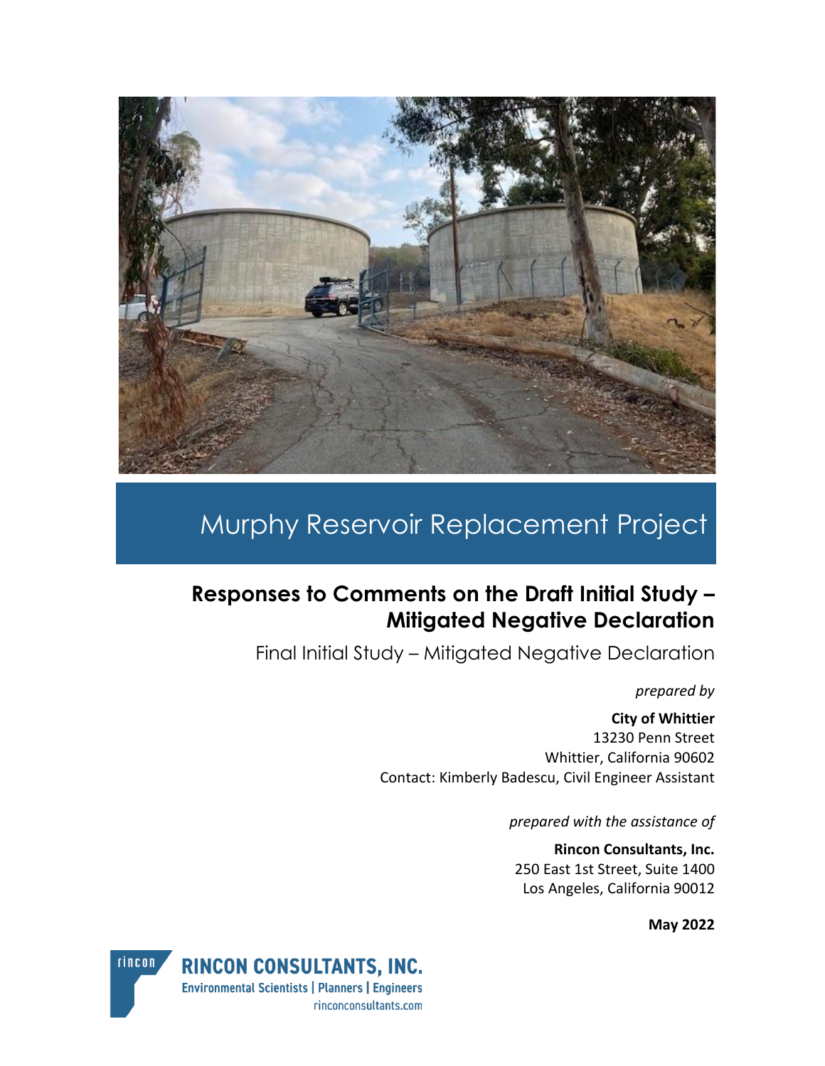# Murphy Reservoir Replacement Project

## Responses to Comments on the Draft Initial Study – Mitigated Negative Declaration

Final Initial Study – Mitigated Negative Declaration

*prepared by*

**City of Whittier**
13230 Penn Street
Whittier, California 90602
Contact: Kimberly Badescu, Civil Engineer Assistant

*prepared with the assistance of*

**Rincon Consultants, Inc.**
250 East 1st Street, Suite 1400
Los Angeles, California 90012

**May 2022**

RINCON CONSULTANTS, INC.
Environmental Scientists | Planners | Engineers
rinconconsultants.com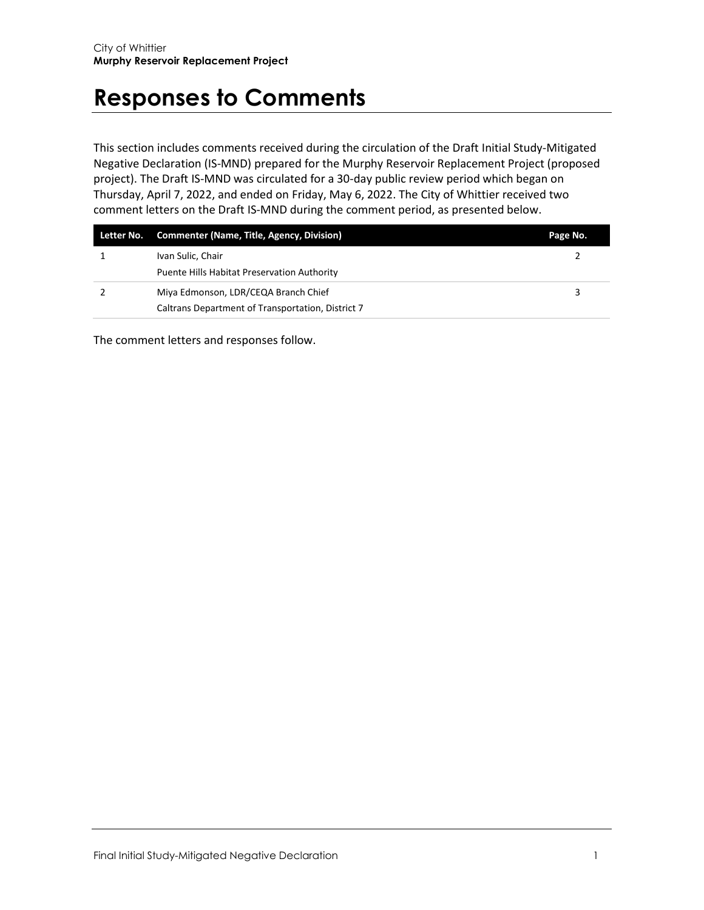# Responses to Comments

This section includes comments received during the circulation of the Draft Initial Study-Mitigated Negative Declaration (IS-MND) prepared for the Murphy Reservoir Replacement Project (proposed project). The Draft IS-MND was circulated for a 30-day public review period which began on Thursday, April 7, 2022, and ended on Friday, May 6, 2022. The City of Whittier received two comment letters on the Draft IS-MND during the comment period, as presented below.

| Letter No. | Commenter (Name, Title, Agency, Division) | Page No. |
|---|---|---|
| 1 | Ivan Sulic, Chair<br>Puente Hills Habitat Preservation Authority | 2 |
| 2 | Miya Edmonson, LDR/CEQA Branch Chief<br>Caltrans Department of Transportation, District 7 | 3 |

The comment letters and responses follow.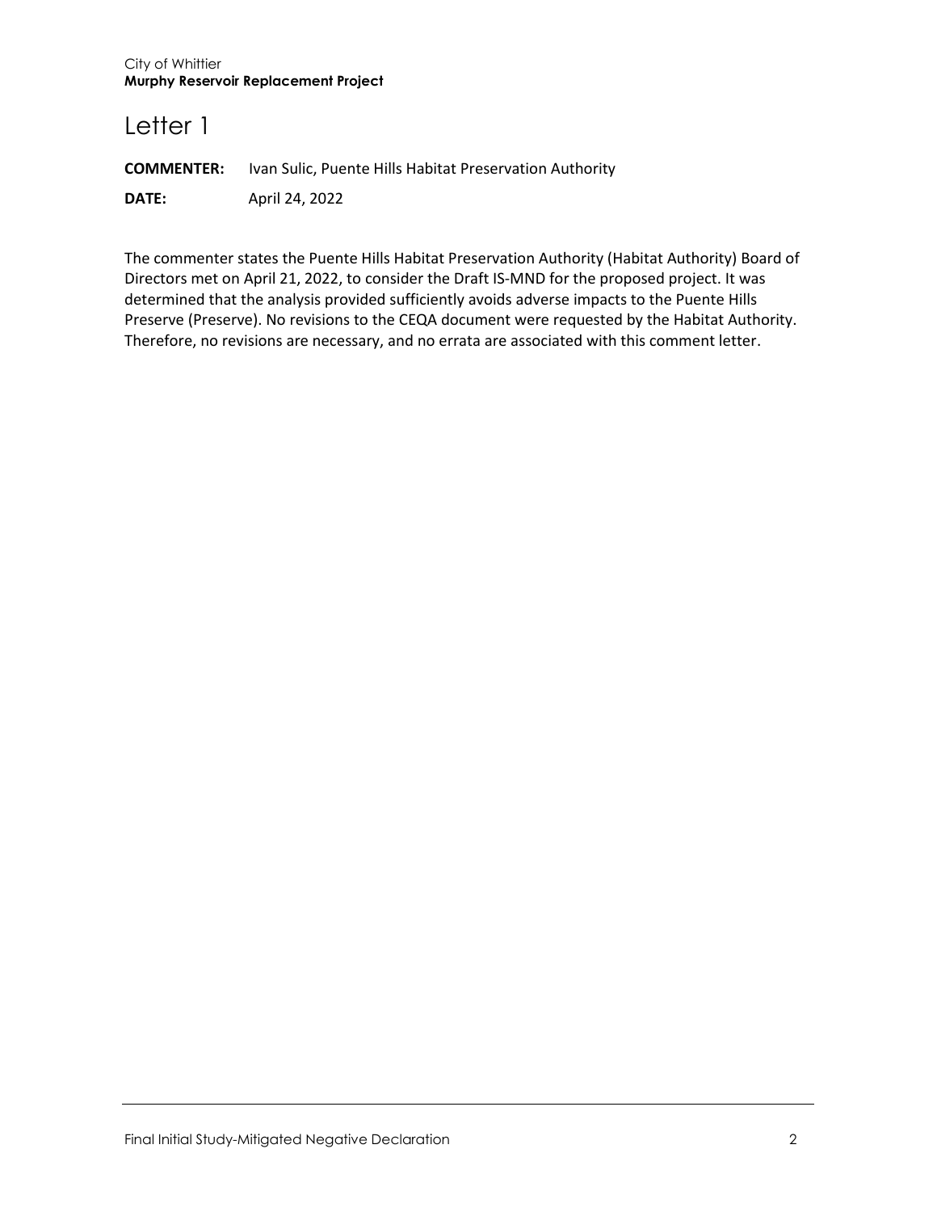# Letter 1

**COMMENTER:** Ivan Sulic, Puente Hills Habitat Preservation Authority

**DATE:** April 24, 2022

The commenter states the Puente Hills Habitat Preservation Authority (Habitat Authority) Board of Directors met on April 21, 2022, to consider the Draft IS-MND for the proposed project. It was determined that the analysis provided sufficiently avoids adverse impacts to the Puente Hills Preserve (Preserve). No revisions to the CEQA document were requested by the Habitat Authority. Therefore, no revisions are necessary, and no errata are associated with this comment letter.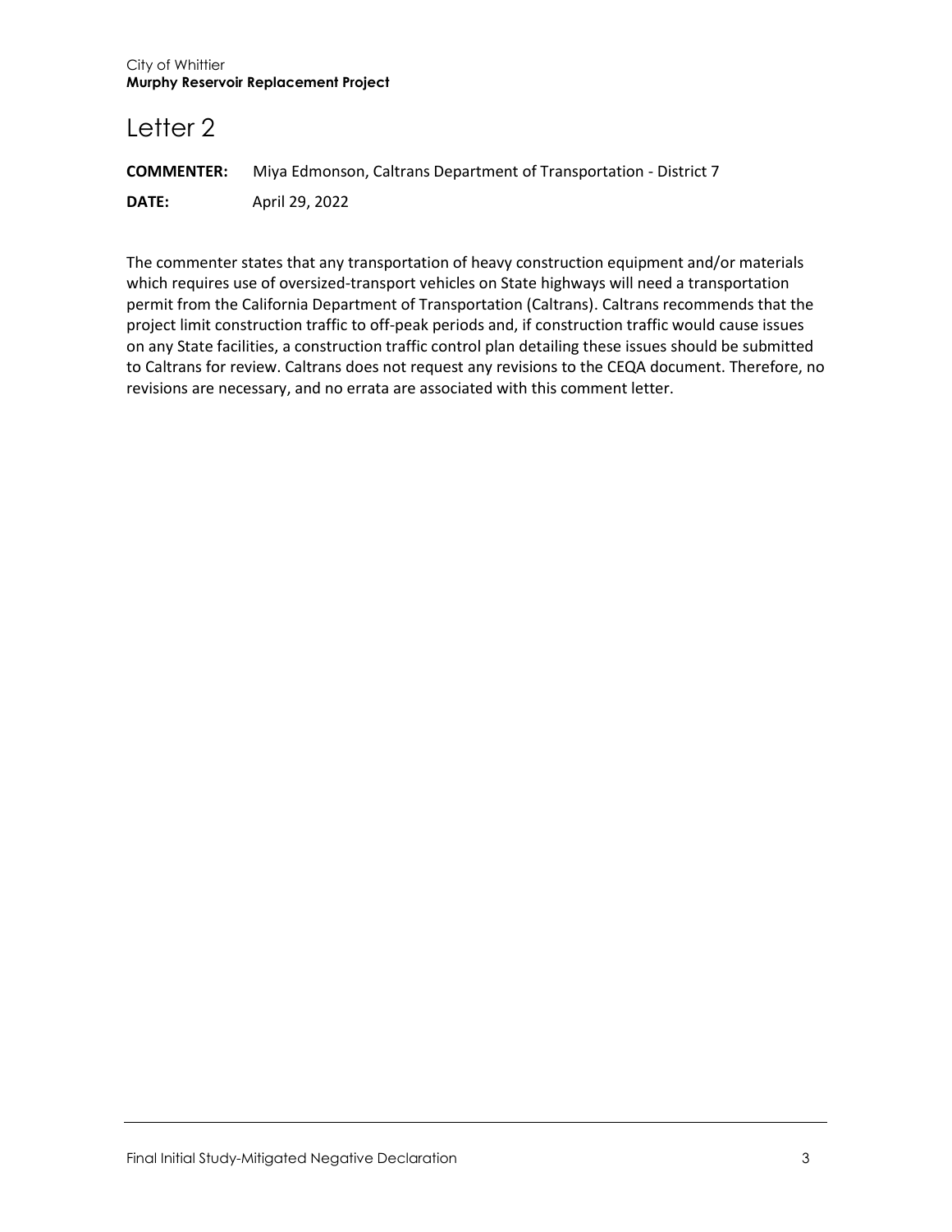# Letter 2

**COMMENTER:** Miya Edmonson, Caltrans Department of Transportation - District 7

**DATE:** April 29, 2022

The commenter states that any transportation of heavy construction equipment and/or materials which requires use of oversized-transport vehicles on State highways will need a transportation permit from the California Department of Transportation (Caltrans). Caltrans recommends that the project limit construction traffic to off-peak periods and, if construction traffic would cause issues on any State facilities, a construction traffic control plan detailing these issues should be submitted to Caltrans for review. Caltrans does not request any revisions to the CEQA document. Therefore, no revisions are necessary, and no errata are associated with this comment letter.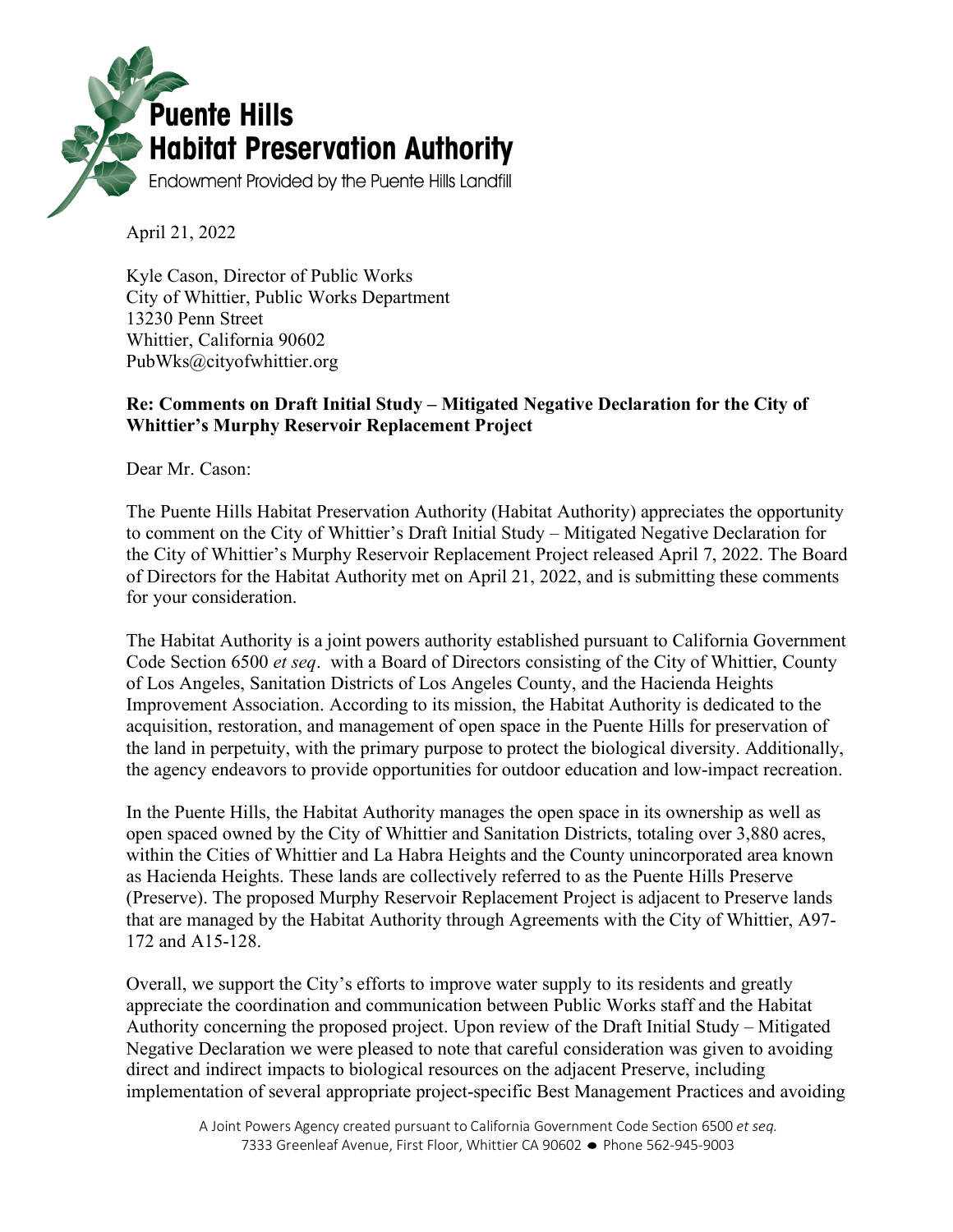# Puente Hills Habitat Preservation Authority

Endowment Provided by the Puente Hills Landfill

April 21, 2022

Kyle Cason, Director of Public Works
City of Whittier, Public Works Department
13230 Penn Street
Whittier, California 90602
PubWks@cityofwhittier.org

**Re: Comments on Draft Initial Study – Mitigated Negative Declaration for the City of Whittier's Murphy Reservoir Replacement Project**

Dear Mr. Cason:

The Puente Hills Habitat Preservation Authority (Habitat Authority) appreciates the opportunity to comment on the City of Whittier's Draft Initial Study – Mitigated Negative Declaration for the City of Whittier's Murphy Reservoir Replacement Project released April 7, 2022. The Board of Directors for the Habitat Authority met on April 21, 2022, and is submitting these comments for your consideration.

The Habitat Authority is a joint powers authority established pursuant to California Government Code Section 6500 *et seq*. with a Board of Directors consisting of the City of Whittier, County of Los Angeles, Sanitation Districts of Los Angeles County, and the Hacienda Heights Improvement Association. According to its mission, the Habitat Authority is dedicated to the acquisition, restoration, and management of open space in the Puente Hills for preservation of the land in perpetuity, with the primary purpose to protect the biological diversity. Additionally, the agency endeavors to provide opportunities for outdoor education and low-impact recreation.

In the Puente Hills, the Habitat Authority manages the open space in its ownership as well as open spaced owned by the City of Whittier and Sanitation Districts, totaling over 3,880 acres, within the Cities of Whittier and La Habra Heights and the County unincorporated area known as Hacienda Heights. These lands are collectively referred to as the Puente Hills Preserve (Preserve). The proposed Murphy Reservoir Replacement Project is adjacent to Preserve lands that are managed by the Habitat Authority through Agreements with the City of Whittier, A97-172 and A15-128.

Overall, we support the City's efforts to improve water supply to its residents and greatly appreciate the coordination and communication between Public Works staff and the Habitat Authority concerning the proposed project. Upon review of the Draft Initial Study – Mitigated Negative Declaration we were pleased to note that careful consideration was given to avoiding direct and indirect impacts to biological resources on the adjacent Preserve, including implementation of several appropriate project-specific Best Management Practices and avoiding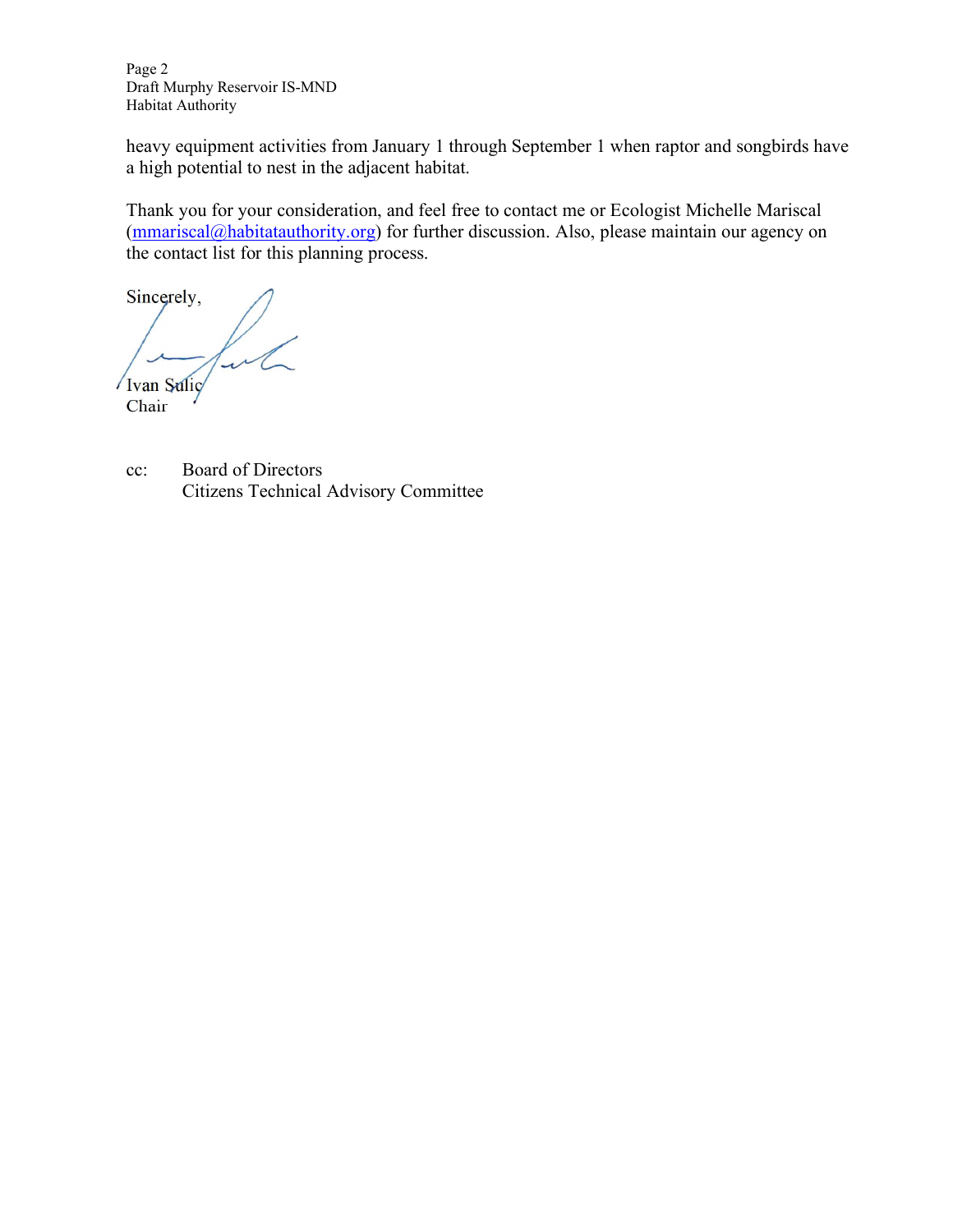heavy equipment activities from January 1 through September 1 when raptor and songbirds have a high potential to nest in the adjacent habitat.

Thank you for your consideration, and feel free to contact me or Ecologist Michelle Mariscal (mmariscal@habitatauthority.org) for further discussion. Also, please maintain our agency on the contact list for this planning process.

Sincerely,

Ivan Sulic
Chair

cc: Board of Directors
Citizens Technical Advisory Committee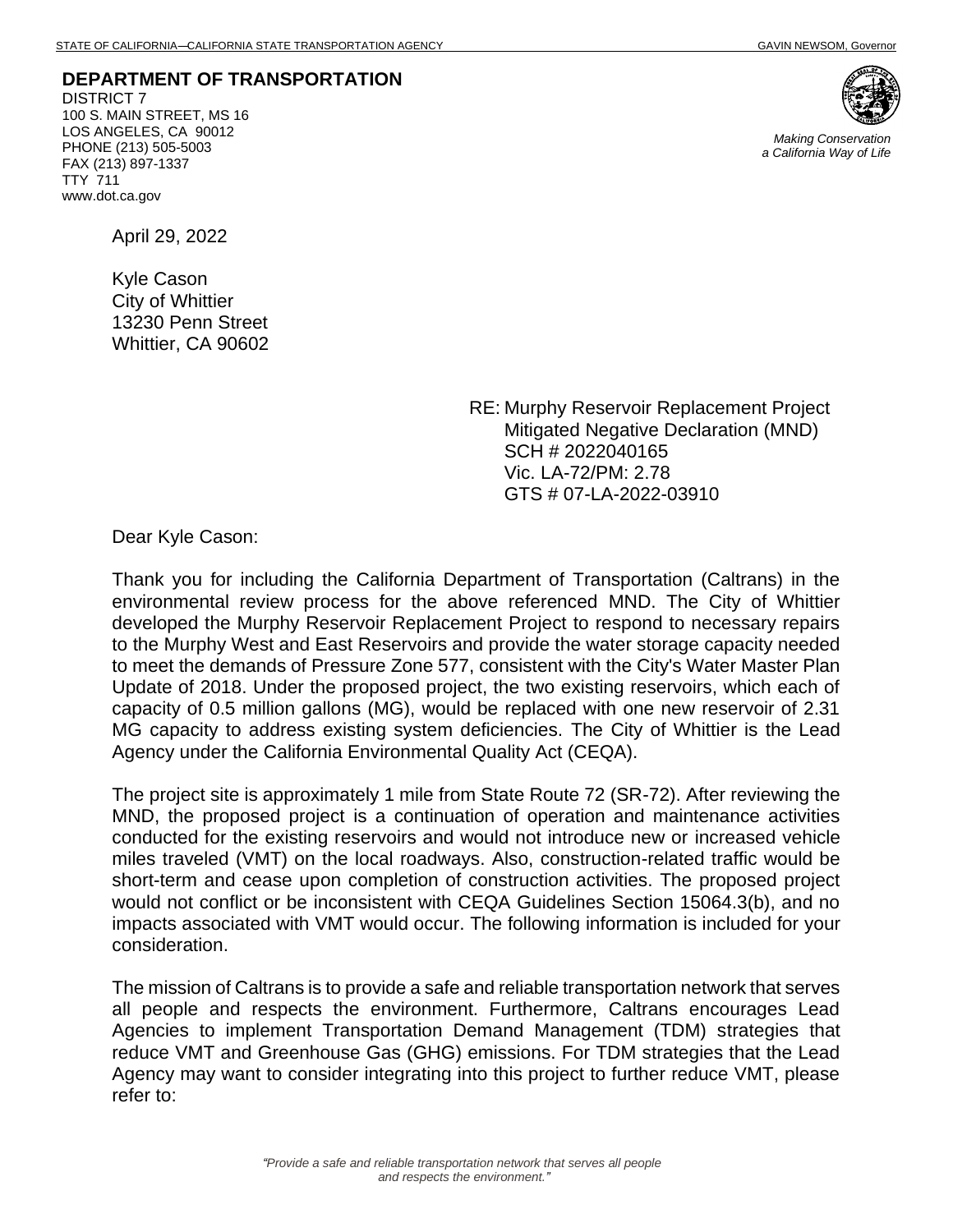STATE OF CALIFORNIA—CALIFORNIA STATE TRANSPORTATION AGENCY GAVIN NEWSOM, Governor

**DEPARTMENT OF TRANSPORTATION**
DISTRICT 7
100 S. MAIN STREET, MS 16
LOS ANGELES, CA 90012
PHONE (213) 505-5003
FAX (213) 897-1337
TTY 711
www.dot.ca.gov

*Making Conservation*
*a California Way of Life*

April 29, 2022

Kyle Cason
City of Whittier
13230 Penn Street
Whittier, CA 90602

RE: Murphy Reservoir Replacement Project
Mitigated Negative Declaration (MND)
SCH # 2022040165
Vic. LA-72/PM: 2.78
GTS # 07-LA-2022-03910

Dear Kyle Cason:

Thank you for including the California Department of Transportation (Caltrans) in the environmental review process for the above referenced MND. The City of Whittier developed the Murphy Reservoir Replacement Project to respond to necessary repairs to the Murphy West and East Reservoirs and provide the water storage capacity needed to meet the demands of Pressure Zone 577, consistent with the City's Water Master Plan Update of 2018. Under the proposed project, the two existing reservoirs, which each of capacity of 0.5 million gallons (MG), would be replaced with one new reservoir of 2.31 MG capacity to address existing system deficiencies. The City of Whittier is the Lead Agency under the California Environmental Quality Act (CEQA).

The project site is approximately 1 mile from State Route 72 (SR-72). After reviewing the MND, the proposed project is a continuation of operation and maintenance activities conducted for the existing reservoirs and would not introduce new or increased vehicle miles traveled (VMT) on the local roadways. Also, construction-related traffic would be short-term and cease upon completion of construction activities. The proposed project would not conflict or be inconsistent with CEQA Guidelines Section 15064.3(b), and no impacts associated with VMT would occur. The following information is included for your consideration.

The mission of Caltrans is to provide a safe and reliable transportation network that serves all people and respects the environment. Furthermore, Caltrans encourages Lead Agencies to implement Transportation Demand Management (TDM) strategies that reduce VMT and Greenhouse Gas (GHG) emissions. For TDM strategies that the Lead Agency may want to consider integrating into this project to further reduce VMT, please refer to:

*"Provide a safe and reliable transportation network that serves all people and respects the environment."*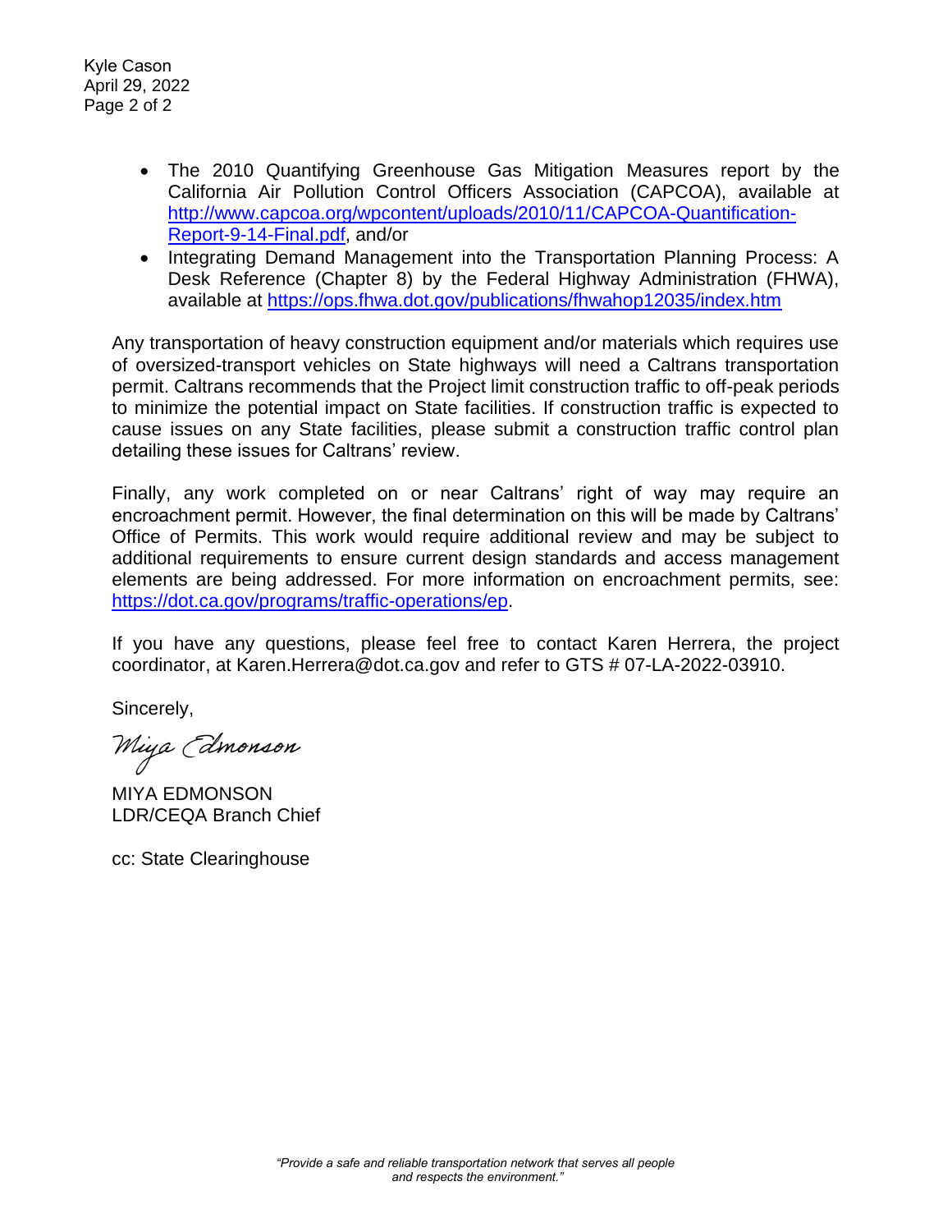- The 2010 Quantifying Greenhouse Gas Mitigation Measures report by the California Air Pollution Control Officers Association (CAPCOA), available at http://www.capcoa.org/wpcontent/uploads/2010/11/CAPCOA-Quantification-Report-9-14-Final.pdf, and/or
- Integrating Demand Management into the Transportation Planning Process: A Desk Reference (Chapter 8) by the Federal Highway Administration (FHWA), available at https://ops.fhwa.dot.gov/publications/fhwahop12035/index.htm

Any transportation of heavy construction equipment and/or materials which requires use of oversized-transport vehicles on State highways will need a Caltrans transportation permit. Caltrans recommends that the Project limit construction traffic to off-peak periods to minimize the potential impact on State facilities. If construction traffic is expected to cause issues on any State facilities, please submit a construction traffic control plan detailing these issues for Caltrans' review.

Finally, any work completed on or near Caltrans' right of way may require an encroachment permit. However, the final determination on this will be made by Caltrans' Office of Permits. This work would require additional review and may be subject to additional requirements to ensure current design standards and access management elements are being addressed. For more information on encroachment permits, see: https://dot.ca.gov/programs/traffic-operations/ep.

If you have any questions, please feel free to contact Karen Herrera, the project coordinator, at Karen.Herrera@dot.ca.gov and refer to GTS # 07-LA-2022-03910.

Sincerely,

*Miya Edmonson*

MIYA EDMONSON
LDR/CEQA Branch Chief

cc: State Clearinghouse